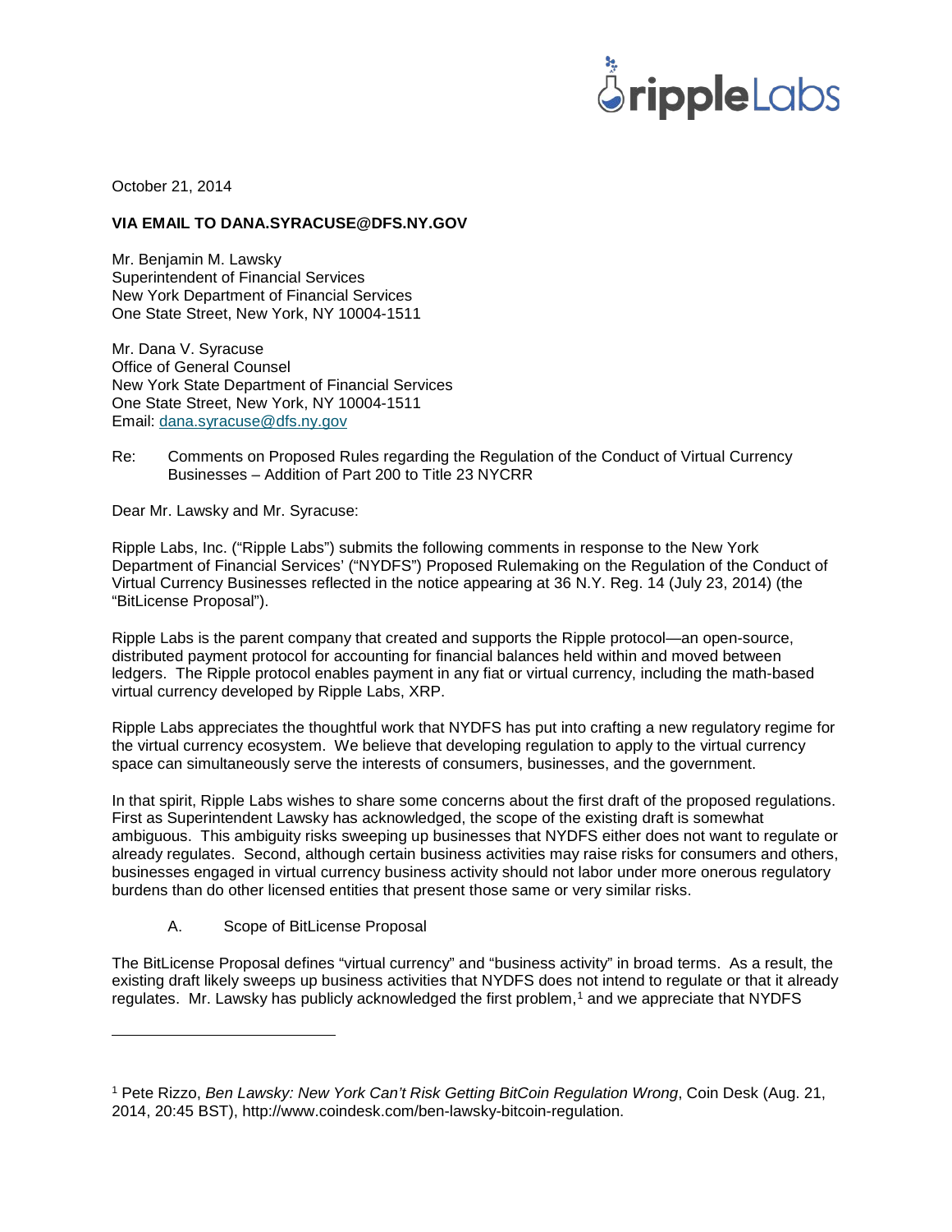October 21, 2014

**VIA EMAIL TO DANA.SYRACUSE@DFS.NY.GOV**

Mr. Benjamin M. Lawsky
Superintendent of Financial Services
New York Department of Financial Services
One State Street, New York, NY 10004-1511

Mr. Dana V. Syracuse
Office of General Counsel
New York State Department of Financial Services
One State Street, New York, NY 10004-1511
Email: dana.syracuse@dfs.ny.gov

Re: Comments on Proposed Rules regarding the Regulation of the Conduct of Virtual Currency Businesses – Addition of Part 200 to Title 23 NYCRR

Dear Mr. Lawsky and Mr. Syracuse:

Ripple Labs, Inc. ("Ripple Labs") submits the following comments in response to the New York Department of Financial Services' ("NYDFS") Proposed Rulemaking on the Regulation of the Conduct of Virtual Currency Businesses reflected in the notice appearing at 36 N.Y. Reg. 14 (July 23, 2014) (the "BitLicense Proposal").

Ripple Labs is the parent company that created and supports the Ripple protocol—an open-source, distributed payment protocol for accounting for financial balances held within and moved between ledgers. The Ripple protocol enables payment in any fiat or virtual currency, including the math-based virtual currency developed by Ripple Labs, XRP.

Ripple Labs appreciates the thoughtful work that NYDFS has put into crafting a new regulatory regime for the virtual currency ecosystem. We believe that developing regulation to apply to the virtual currency space can simultaneously serve the interests of consumers, businesses, and the government.

In that spirit, Ripple Labs wishes to share some concerns about the first draft of the proposed regulations. First as Superintendent Lawsky has acknowledged, the scope of the existing draft is somewhat ambiguous. This ambiguity risks sweeping up businesses that NYDFS either does not want to regulate or already regulates. Second, although certain business activities may raise risks for consumers and others, businesses engaged in virtual currency business activity should not labor under more onerous regulatory burdens than do other licensed entities that present those same or very similar risks.

A. Scope of BitLicense Proposal

The BitLicense Proposal defines "virtual currency" and "business activity" in broad terms. As a result, the existing draft likely sweeps up business activities that NYDFS does not intend to regulate or that it already regulates. Mr. Lawsky has publicly acknowledged the first problem,[1] and we appreciate that NYDFS

---

[1] Pete Rizzo, *Ben Lawsky: New York Can't Risk Getting BitCoin Regulation Wrong*, Coin Desk (Aug. 21, 2014, 20:45 BST), http://www.coindesk.com/ben-lawsky-bitcoin-regulation.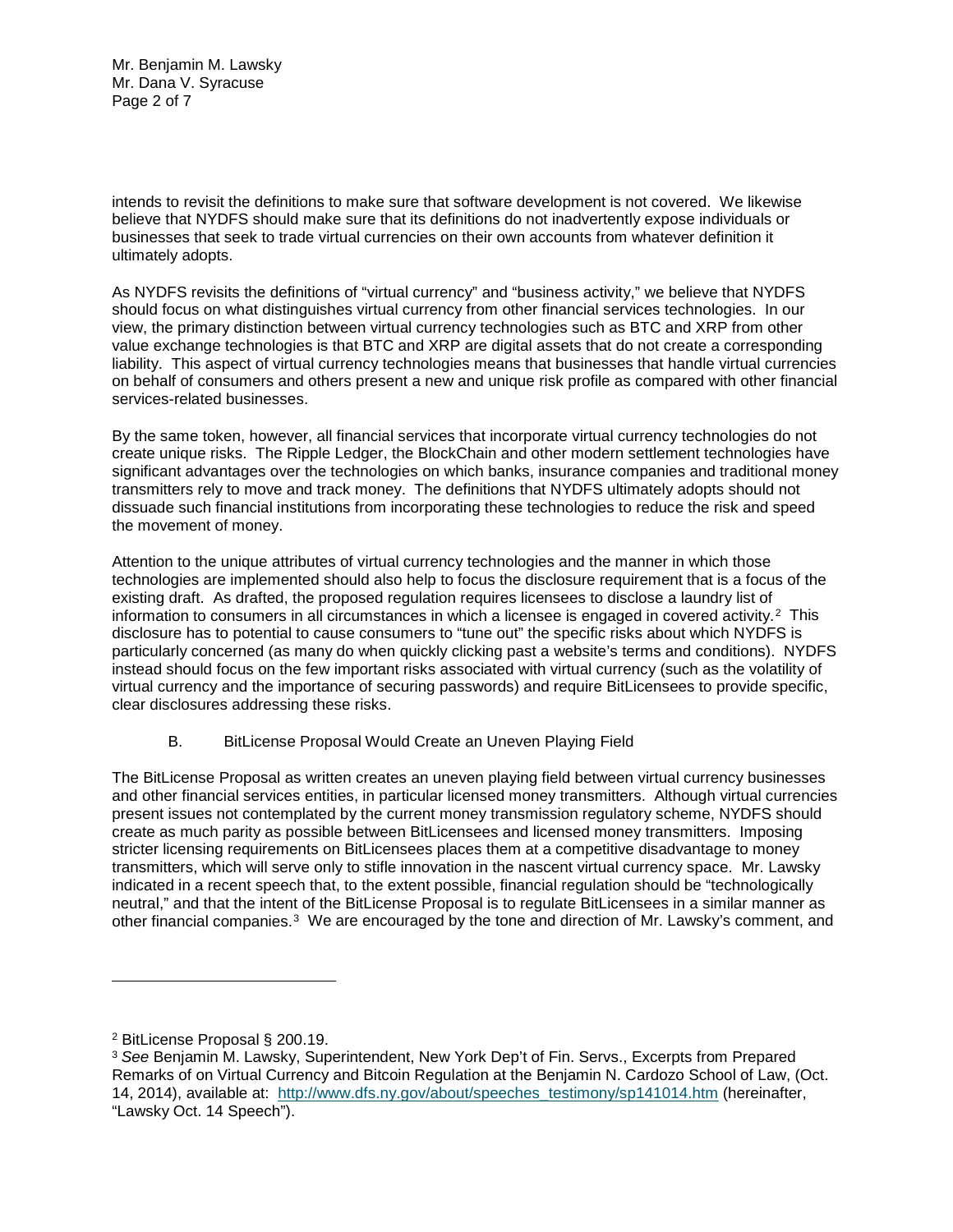intends to revisit the definitions to make sure that software development is not covered. We likewise believe that NYDFS should make sure that its definitions do not inadvertently expose individuals or businesses that seek to trade virtual currencies on their own accounts from whatever definition it ultimately adopts.

As NYDFS revisits the definitions of "virtual currency" and "business activity," we believe that NYDFS should focus on what distinguishes virtual currency from other financial services technologies. In our view, the primary distinction between virtual currency technologies such as BTC and XRP from other value exchange technologies is that BTC and XRP are digital assets that do not create a corresponding liability. This aspect of virtual currency technologies means that businesses that handle virtual currencies on behalf of consumers and others present a new and unique risk profile as compared with other financial services-related businesses.

By the same token, however, all financial services that incorporate virtual currency technologies do not create unique risks. The Ripple Ledger, the BlockChain and other modern settlement technologies have significant advantages over the technologies on which banks, insurance companies and traditional money transmitters rely to move and track money. The definitions that NYDFS ultimately adopts should not dissuade such financial institutions from incorporating these technologies to reduce the risk and speed the movement of money.

Attention to the unique attributes of virtual currency technologies and the manner in which those technologies are implemented should also help to focus the disclosure requirement that is a focus of the existing draft. As drafted, the proposed regulation requires licensees to disclose a laundry list of information to consumers in all circumstances in which a licensee is engaged in covered activity.[2] This disclosure has to potential to cause consumers to "tune out" the specific risks about which NYDFS is particularly concerned (as many do when quickly clicking past a website's terms and conditions). NYDFS instead should focus on the few important risks associated with virtual currency (such as the volatility of virtual currency and the importance of securing passwords) and require BitLicensees to provide specific, clear disclosures addressing these risks.

### B. BitLicense Proposal Would Create an Uneven Playing Field

The BitLicense Proposal as written creates an uneven playing field between virtual currency businesses and other financial services entities, in particular licensed money transmitters. Although virtual currencies present issues not contemplated by the current money transmission regulatory scheme, NYDFS should create as much parity as possible between BitLicensees and licensed money transmitters. Imposing stricter licensing requirements on BitLicensees places them at a competitive disadvantage to money transmitters, which will serve only to stifle innovation in the nascent virtual currency space. Mr. Lawsky indicated in a recent speech that, to the extent possible, financial regulation should be "technologically neutral," and that the intent of the BitLicense Proposal is to regulate BitLicensees in a similar manner as other financial companies.[3] We are encouraged by the tone and direction of Mr. Lawsky's comment, and

---

[2] BitLicense Proposal § 200.19.

[3] *See* Benjamin M. Lawsky, Superintendent, New York Dep't of Fin. Servs., Excerpts from Prepared Remarks of on Virtual Currency and Bitcoin Regulation at the Benjamin N. Cardozo School of Law, (Oct. 14, 2014), available at: http://www.dfs.ny.gov/about/speeches_testimony/sp141014.htm (hereinafter, "Lawsky Oct. 14 Speech").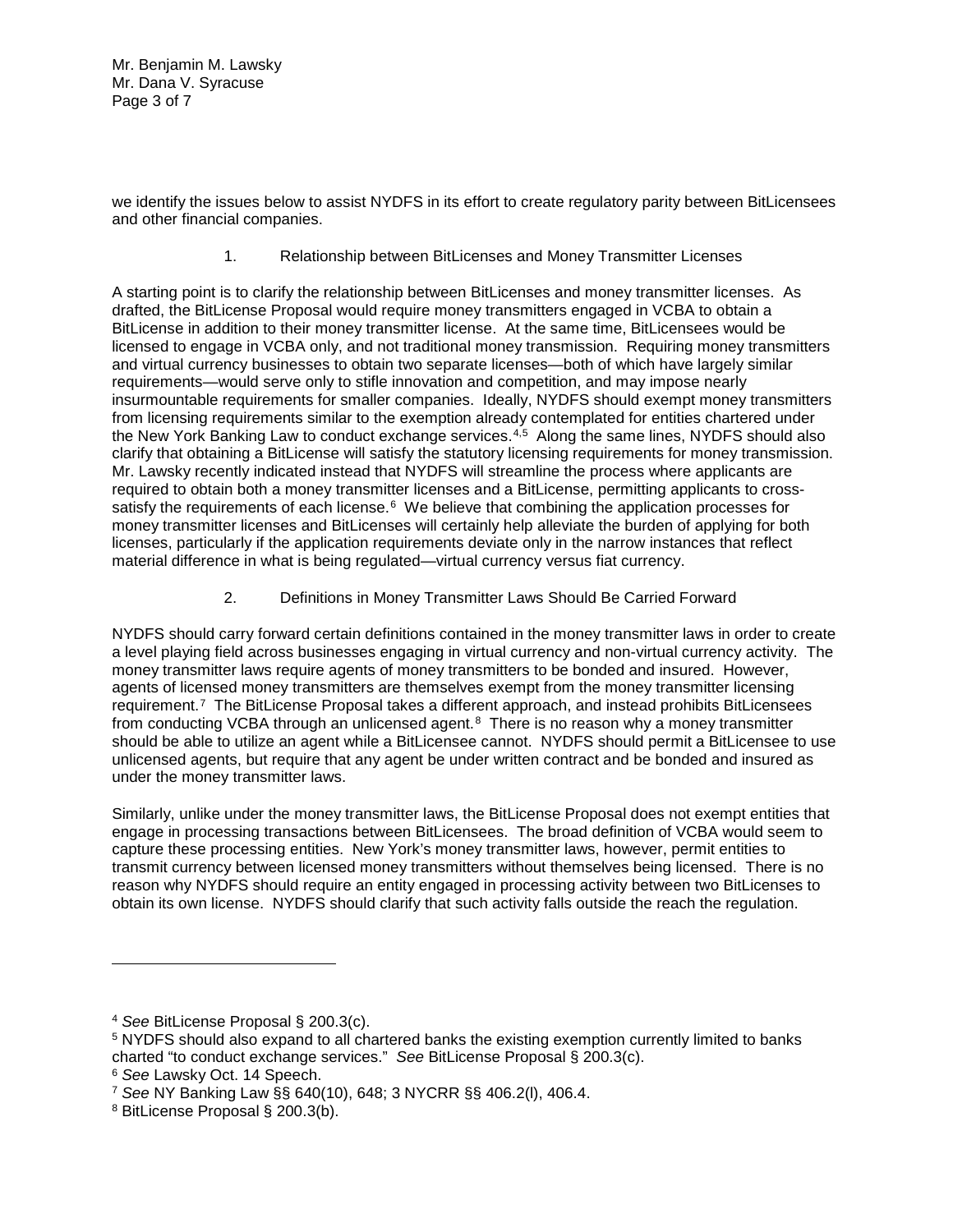we identify the issues below to assist NYDFS in its effort to create regulatory parity between BitLicensees and other financial companies.

### 1. Relationship between BitLicenses and Money Transmitter Licenses

A starting point is to clarify the relationship between BitLicenses and money transmitter licenses. As drafted, the BitLicense Proposal would require money transmitters engaged in VCBA to obtain a BitLicense in addition to their money transmitter license. At the same time, BitLicensees would be licensed to engage in VCBA only, and not traditional money transmission. Requiring money transmitters and virtual currency businesses to obtain two separate licenses—both of which have largely similar requirements—would serve only to stifle innovation and competition, and may impose nearly insurmountable requirements for smaller companies. Ideally, NYDFS should exempt money transmitters from licensing requirements similar to the exemption already contemplated for entities chartered under the New York Banking Law to conduct exchange services.[4,5] Along the same lines, NYDFS should also clarify that obtaining a BitLicense will satisfy the statutory licensing requirements for money transmission. Mr. Lawsky recently indicated instead that NYDFS will streamline the process where applicants are required to obtain both a money transmitter licenses and a BitLicense, permitting applicants to cross-satisfy the requirements of each license.[6] We believe that combining the application processes for money transmitter licenses and BitLicenses will certainly help alleviate the burden of applying for both licenses, particularly if the application requirements deviate only in the narrow instances that reflect material difference in what is being regulated—virtual currency versus fiat currency.

### 2. Definitions in Money Transmitter Laws Should Be Carried Forward

NYDFS should carry forward certain definitions contained in the money transmitter laws in order to create a level playing field across businesses engaging in virtual currency and non-virtual currency activity. The money transmitter laws require agents of money transmitters to be bonded and insured. However, agents of licensed money transmitters are themselves exempt from the money transmitter licensing requirement.[7] The BitLicense Proposal takes a different approach, and instead prohibits BitLicensees from conducting VCBA through an unlicensed agent.[8] There is no reason why a money transmitter should be able to utilize an agent while a BitLicensee cannot. NYDFS should permit a BitLicensee to use unlicensed agents, but require that any agent be under written contract and be bonded and insured as under the money transmitter laws.

Similarly, unlike under the money transmitter laws, the BitLicense Proposal does not exempt entities that engage in processing transactions between BitLicensees. The broad definition of VCBA would seem to capture these processing entities. New York's money transmitter laws, however, permit entities to transmit currency between licensed money transmitters without themselves being licensed. There is no reason why NYDFS should require an entity engaged in processing activity between two BitLicenses to obtain its own license. NYDFS should clarify that such activity falls outside the reach the regulation.

---

[4] *See* BitLicense Proposal § 200.3(c).

[5] NYDFS should also expand to all chartered banks the existing exemption currently limited to banks charted "to conduct exchange services." *See* BitLicense Proposal § 200.3(c).

[6] *See* Lawsky Oct. 14 Speech.

[7] *See* NY Banking Law §§ 640(10), 648; 3 NYCRR §§ 406.2(l), 406.4.

[8] BitLicense Proposal § 200.3(b).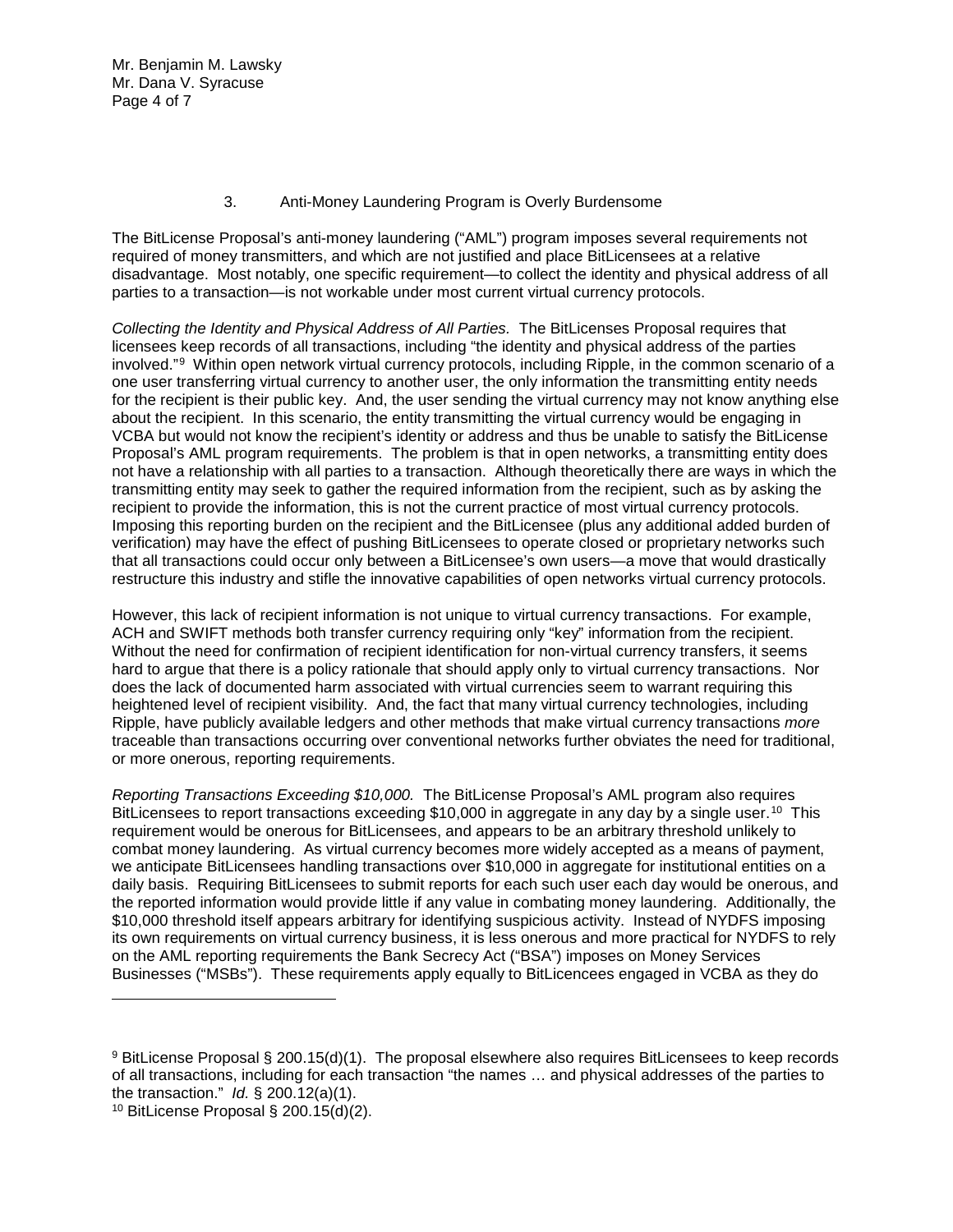### 3. Anti-Money Laundering Program is Overly Burdensome

The BitLicense Proposal's anti-money laundering ("AML") program imposes several requirements not required of money transmitters, and which are not justified and place BitLicensees at a relative disadvantage. Most notably, one specific requirement—to collect the identity and physical address of all parties to a transaction—is not workable under most current virtual currency protocols.

*Collecting the Identity and Physical Address of All Parties.* The BitLicenses Proposal requires that licensees keep records of all transactions, including "the identity and physical address of the parties involved."[9] Within open network virtual currency protocols, including Ripple, in the common scenario of a one user transferring virtual currency to another user, the only information the transmitting entity needs for the recipient is their public key. And, the user sending the virtual currency may not know anything else about the recipient. In this scenario, the entity transmitting the virtual currency would be engaging in VCBA but would not know the recipient's identity or address and thus be unable to satisfy the BitLicense Proposal's AML program requirements. The problem is that in open networks, a transmitting entity does not have a relationship with all parties to a transaction. Although theoretically there are ways in which the transmitting entity may seek to gather the required information from the recipient, such as by asking the recipient to provide the information, this is not the current practice of most virtual currency protocols. Imposing this reporting burden on the recipient and the BitLicensee (plus any additional added burden of verification) may have the effect of pushing BitLicensees to operate closed or proprietary networks such that all transactions could occur only between a BitLicensee's own users—a move that would drastically restructure this industry and stifle the innovative capabilities of open networks virtual currency protocols.

However, this lack of recipient information is not unique to virtual currency transactions. For example, ACH and SWIFT methods both transfer currency requiring only "key" information from the recipient. Without the need for confirmation of recipient identification for non-virtual currency transfers, it seems hard to argue that there is a policy rationale that should apply only to virtual currency transactions. Nor does the lack of documented harm associated with virtual currencies seem to warrant requiring this heightened level of recipient visibility. And, the fact that many virtual currency technologies, including Ripple, have publicly available ledgers and other methods that make virtual currency transactions *more* traceable than transactions occurring over conventional networks further obviates the need for traditional, or more onerous, reporting requirements.

*Reporting Transactions Exceeding $10,000.* The BitLicense Proposal's AML program also requires BitLicensees to report transactions exceeding $10,000 in aggregate in any day by a single user.[10] This requirement would be onerous for BitLicensees, and appears to be an arbitrary threshold unlikely to combat money laundering. As virtual currency becomes more widely accepted as a means of payment, we anticipate BitLicensees handling transactions over $10,000 in aggregate for institutional entities on a daily basis. Requiring BitLicensees to submit reports for each such user each day would be onerous, and the reported information would provide little if any value in combating money laundering. Additionally, the $10,000 threshold itself appears arbitrary for identifying suspicious activity. Instead of NYDFS imposing its own requirements on virtual currency business, it is less onerous and more practical for NYDFS to rely on the AML reporting requirements the Bank Secrecy Act ("BSA") imposes on Money Services Businesses ("MSBs"). These requirements apply equally to BitLicencees engaged in VCBA as they do

---

[9] BitLicense Proposal § 200.15(d)(1). The proposal elsewhere also requires BitLicensees to keep records of all transactions, including for each transaction "the names … and physical addresses of the parties to the transaction." *Id.* § 200.12(a)(1).

[10] BitLicense Proposal § 200.15(d)(2).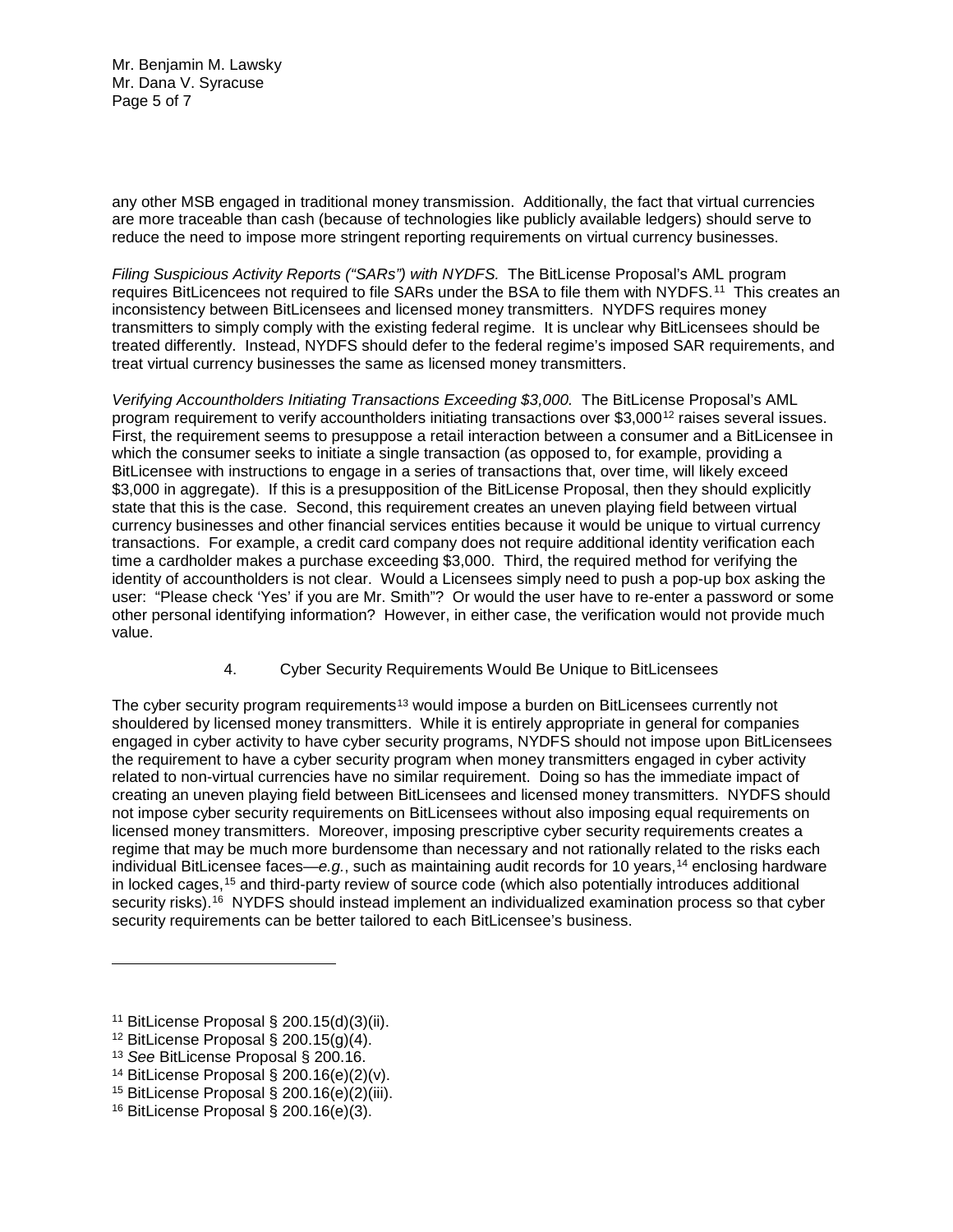any other MSB engaged in traditional money transmission. Additionally, the fact that virtual currencies are more traceable than cash (because of technologies like publicly available ledgers) should serve to reduce the need to impose more stringent reporting requirements on virtual currency businesses.

*Filing Suspicious Activity Reports ("SARs") with NYDFS.* The BitLicense Proposal's AML program requires BitLicencees not required to file SARs under the BSA to file them with NYDFS.[11] This creates an inconsistency between BitLicensees and licensed money transmitters. NYDFS requires money transmitters to simply comply with the existing federal regime. It is unclear why BitLicensees should be treated differently. Instead, NYDFS should defer to the federal regime's imposed SAR requirements, and treat virtual currency businesses the same as licensed money transmitters.

*Verifying Accountholders Initiating Transactions Exceeding $3,000.* The BitLicense Proposal's AML program requirement to verify accountholders initiating transactions over $3,000[12] raises several issues. First, the requirement seems to presuppose a retail interaction between a consumer and a BitLicensee in which the consumer seeks to initiate a single transaction (as opposed to, for example, providing a BitLicensee with instructions to engage in a series of transactions that, over time, will likely exceed $3,000 in aggregate). If this is a presupposition of the BitLicense Proposal, then they should explicitly state that this is the case. Second, this requirement creates an uneven playing field between virtual currency businesses and other financial services entities because it would be unique to virtual currency transactions. For example, a credit card company does not require additional identity verification each time a cardholder makes a purchase exceeding $3,000. Third, the required method for verifying the identity of accountholders is not clear. Would a Licensees simply need to push a pop-up box asking the user: "Please check 'Yes' if you are Mr. Smith"? Or would the user have to re-enter a password or some other personal identifying information? However, in either case, the verification would not provide much value.

4. Cyber Security Requirements Would Be Unique to BitLicensees

The cyber security program requirements[13] would impose a burden on BitLicensees currently not shouldered by licensed money transmitters. While it is entirely appropriate in general for companies engaged in cyber activity to have cyber security programs, NYDFS should not impose upon BitLicensees the requirement to have a cyber security program when money transmitters engaged in cyber activity related to non-virtual currencies have no similar requirement. Doing so has the immediate impact of creating an uneven playing field between BitLicensees and licensed money transmitters. NYDFS should not impose cyber security requirements on BitLicensees without also imposing equal requirements on licensed money transmitters. Moreover, imposing prescriptive cyber security requirements creates a regime that may be much more burdensome than necessary and not rationally related to the risks each individual BitLicensee faces—*e.g.*, such as maintaining audit records for 10 years,[14] enclosing hardware in locked cages,[15] and third-party review of source code (which also potentially introduces additional security risks).[16] NYDFS should instead implement an individualized examination process so that cyber security requirements can be better tailored to each BitLicensee's business.

---

[11] BitLicense Proposal § 200.15(d)(3)(ii).

[12] BitLicense Proposal § 200.15(g)(4).

[13] *See* BitLicense Proposal § 200.16.

[14] BitLicense Proposal § 200.16(e)(2)(v).

[15] BitLicense Proposal § 200.16(e)(2)(iii).

[16] BitLicense Proposal § 200.16(e)(3).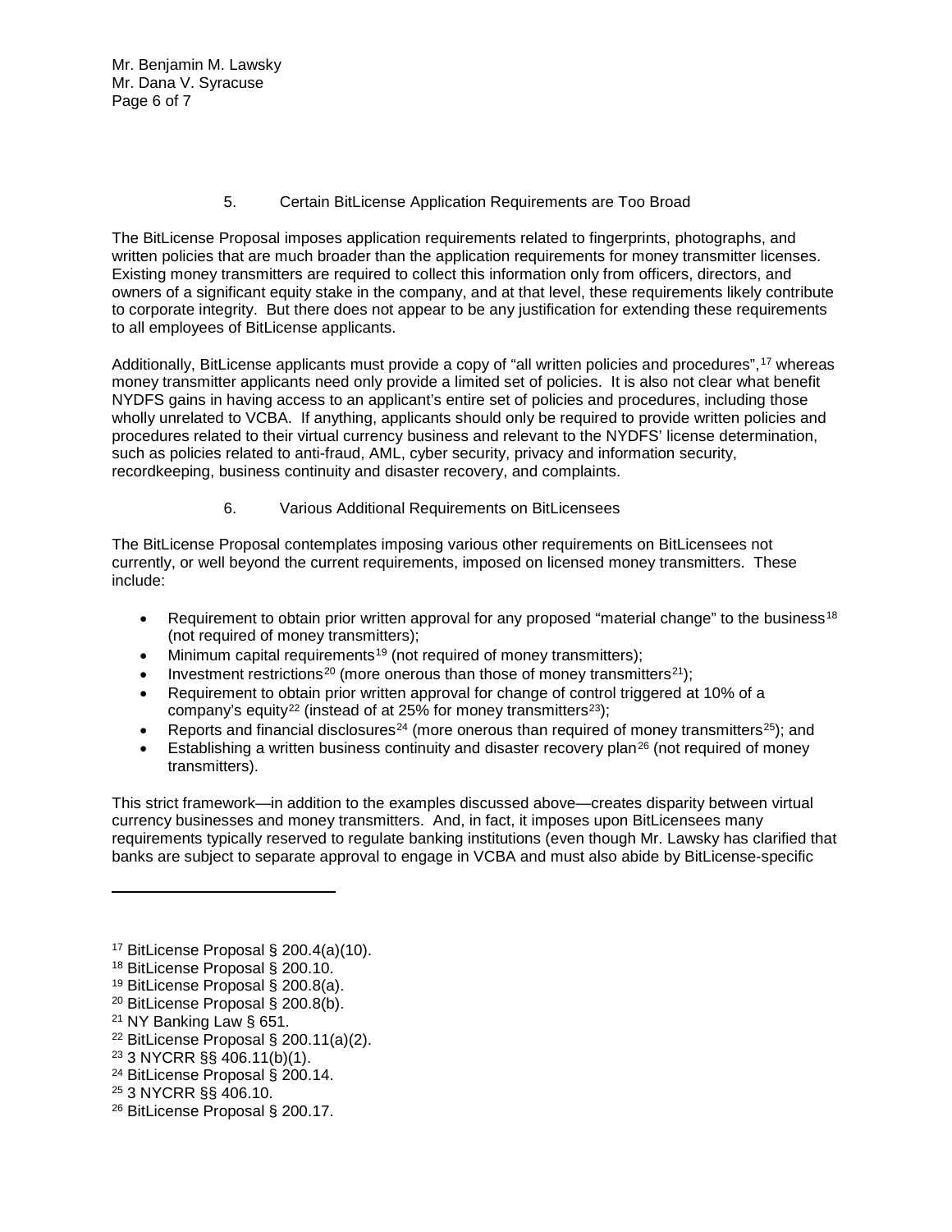### 5. Certain BitLicense Application Requirements are Too Broad

The BitLicense Proposal imposes application requirements related to fingerprints, photographs, and written policies that are much broader than the application requirements for money transmitter licenses. Existing money transmitters are required to collect this information only from officers, directors, and owners of a significant equity stake in the company, and at that level, these requirements likely contribute to corporate integrity. But there does not appear to be any justification for extending these requirements to all employees of BitLicense applicants.

Additionally, BitLicense applicants must provide a copy of "all written policies and procedures",[17] whereas money transmitter applicants need only provide a limited set of policies. It is also not clear what benefit NYDFS gains in having access to an applicant's entire set of policies and procedures, including those wholly unrelated to VCBA. If anything, applicants should only be required to provide written policies and procedures related to their virtual currency business and relevant to the NYDFS' license determination, such as policies related to anti-fraud, AML, cyber security, privacy and information security, recordkeeping, business continuity and disaster recovery, and complaints.

### 6. Various Additional Requirements on BitLicensees

The BitLicense Proposal contemplates imposing various other requirements on BitLicensees not currently, or well beyond the current requirements, imposed on licensed money transmitters. These include:

- Requirement to obtain prior written approval for any proposed "material change" to the business[18] (not required of money transmitters);
- Minimum capital requirements[19] (not required of money transmitters);
- Investment restrictions[20] (more onerous than those of money transmitters[21]);
- Requirement to obtain prior written approval for change of control triggered at 10% of a company's equity[22] (instead of at 25% for money transmitters[23]);
- Reports and financial disclosures[24] (more onerous than required of money transmitters[25]); and
- Establishing a written business continuity and disaster recovery plan[26] (not required of money transmitters).

This strict framework—in addition to the examples discussed above—creates disparity between virtual currency businesses and money transmitters. And, in fact, it imposes upon BitLicensees many requirements typically reserved to regulate banking institutions (even though Mr. Lawsky has clarified that banks are subject to separate approval to engage in VCBA and must also abide by BitLicense-specific

---

[17] BitLicense Proposal § 200.4(a)(10).

[18] BitLicense Proposal § 200.10.

[19] BitLicense Proposal § 200.8(a).

[20] BitLicense Proposal § 200.8(b).

[21] NY Banking Law § 651.

[22] BitLicense Proposal § 200.11(a)(2).

[23] 3 NYCRR §§ 406.11(b)(1).

[24] BitLicense Proposal § 200.14.

[25] 3 NYCRR §§ 406.10.

[26] BitLicense Proposal § 200.17.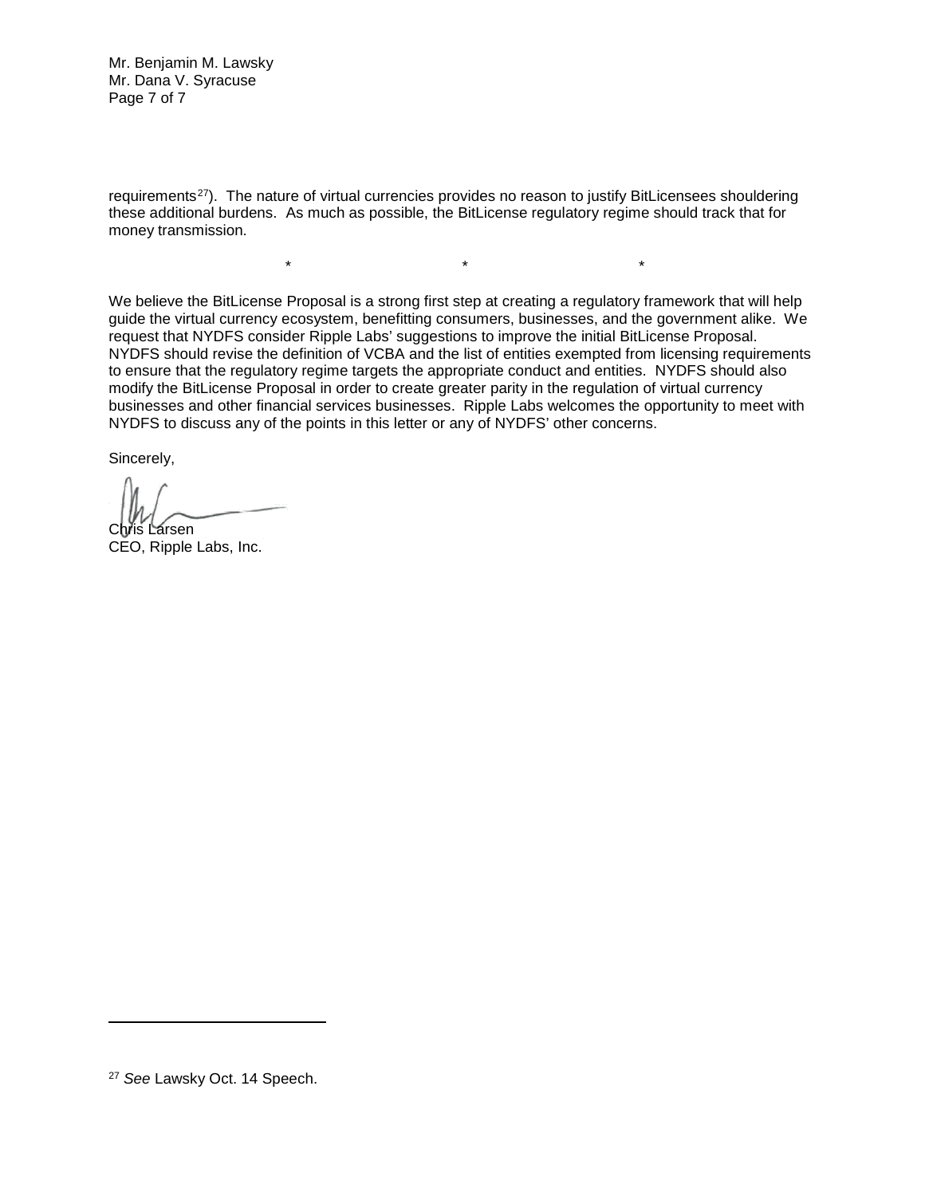requirements[27]). The nature of virtual currencies provides no reason to justify BitLicensees shouldering these additional burdens. As much as possible, the BitLicense regulatory regime should track that for money transmission.

\* \* \*

We believe the BitLicense Proposal is a strong first step at creating a regulatory framework that will help guide the virtual currency ecosystem, benefitting consumers, businesses, and the government alike. We request that NYDFS consider Ripple Labs' suggestions to improve the initial BitLicense Proposal. NYDFS should revise the definition of VCBA and the list of entities exempted from licensing requirements to ensure that the regulatory regime targets the appropriate conduct and entities. NYDFS should also modify the BitLicense Proposal in order to create greater parity in the regulation of virtual currency businesses and other financial services businesses. Ripple Labs welcomes the opportunity to meet with NYDFS to discuss any of the points in this letter or any of NYDFS' other concerns.

Sincerely,

Chris Larsen
CEO, Ripple Labs, Inc.

---

[27] *See* Lawsky Oct. 14 Speech.